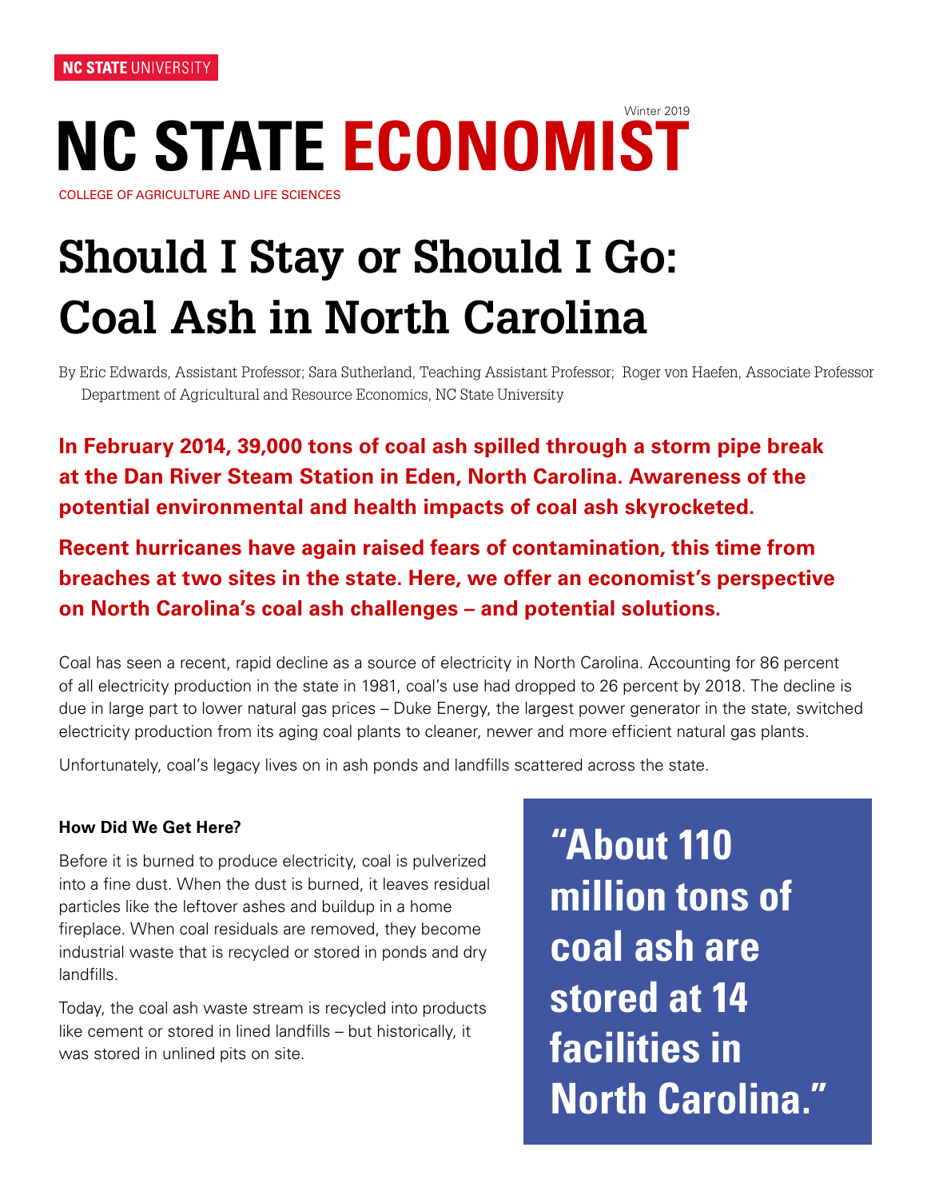NC STATE UNIVERSITY

Winter 2019

# NC STATE ECONOMIST

COLLEGE OF AGRICULTURE AND LIFE SCIENCES

# Should I Stay or Should I Go: Coal Ash in North Carolina

By Eric Edwards, Assistant Professor; Sara Sutherland, Teaching Assistant Professor; Roger von Haefen, Associate Professor Department of Agricultural and Resource Economics, NC State University

**In February 2014, 39,000 tons of coal ash spilled through a storm pipe break at the Dan River Steam Station in Eden, North Carolina. Awareness of the potential environmental and health impacts of coal ash skyrocketed.**

**Recent hurricanes have again raised fears of contamination, this time from breaches at two sites in the state. Here, we offer an economist's perspective on North Carolina's coal ash challenges – and potential solutions.**

Coal has seen a recent, rapid decline as a source of electricity in North Carolina. Accounting for 86 percent of all electricity production in the state in 1981, coal's use had dropped to 26 percent by 2018. The decline is due in large part to lower natural gas prices – Duke Energy, the largest power generator in the state, switched electricity production from its aging coal plants to cleaner, newer and more efficient natural gas plants.

Unfortunately, coal's legacy lives on in ash ponds and landfills scattered across the state.

### How Did We Get Here?

Before it is burned to produce electricity, coal is pulverized into a fine dust. When the dust is burned, it leaves residual particles like the leftover ashes and buildup in a home fireplace. When coal residuals are removed, they become industrial waste that is recycled or stored in ponds and dry landfills.

Today, the coal ash waste stream is recycled into products like cement or stored in lined landfills – but historically, it was stored in unlined pits on site.

> **"About 110 million tons of coal ash are stored at 14 facilities in North Carolina."**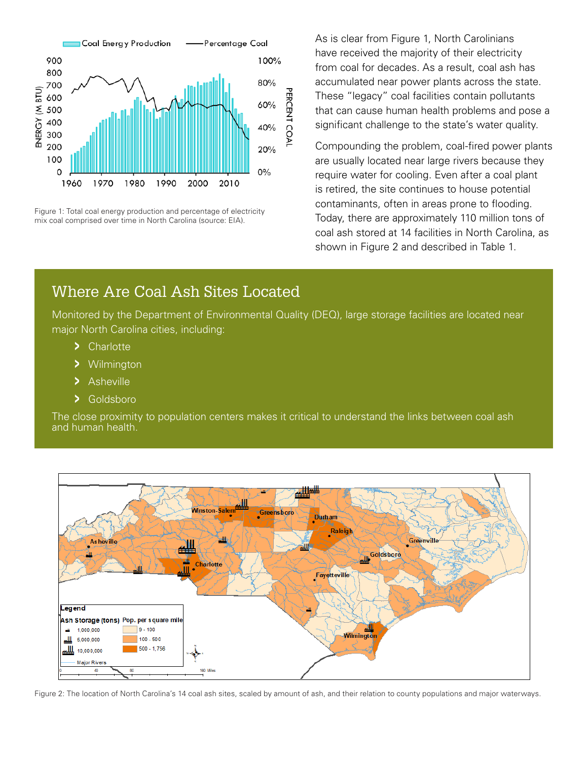Figure 1: Total coal energy production and percentage of electricity mix coal comprised over time in North Carolina (source: EIA).

As is clear from Figure 1, North Carolinians have received the majority of their electricity from coal for decades. As a result, coal ash has accumulated near power plants across the state. These "legacy" coal facilities contain pollutants that can cause human health problems and pose a significant challenge to the state's water quality.

Compounding the problem, coal-fired power plants are usually located near large rivers because they require water for cooling. Even after a coal plant is retired, the site continues to house potential contaminants, often in areas prone to flooding. Today, there are approximately 110 million tons of coal ash stored at 14 facilities in North Carolina, as shown in Figure 2 and described in Table 1.

## Where Are Coal Ash Sites Located

Monitored by the Department of Environmental Quality (DEQ), large storage facilities are located near major North Carolina cities, including:

- Charlotte
- Wilmington
- Asheville
- Goldsboro

The close proximity to population centers makes it critical to understand the links between coal ash and human health.

Figure 2: The location of North Carolina's 14 coal ash sites, scaled by amount of ash, and their relation to county populations and major waterways.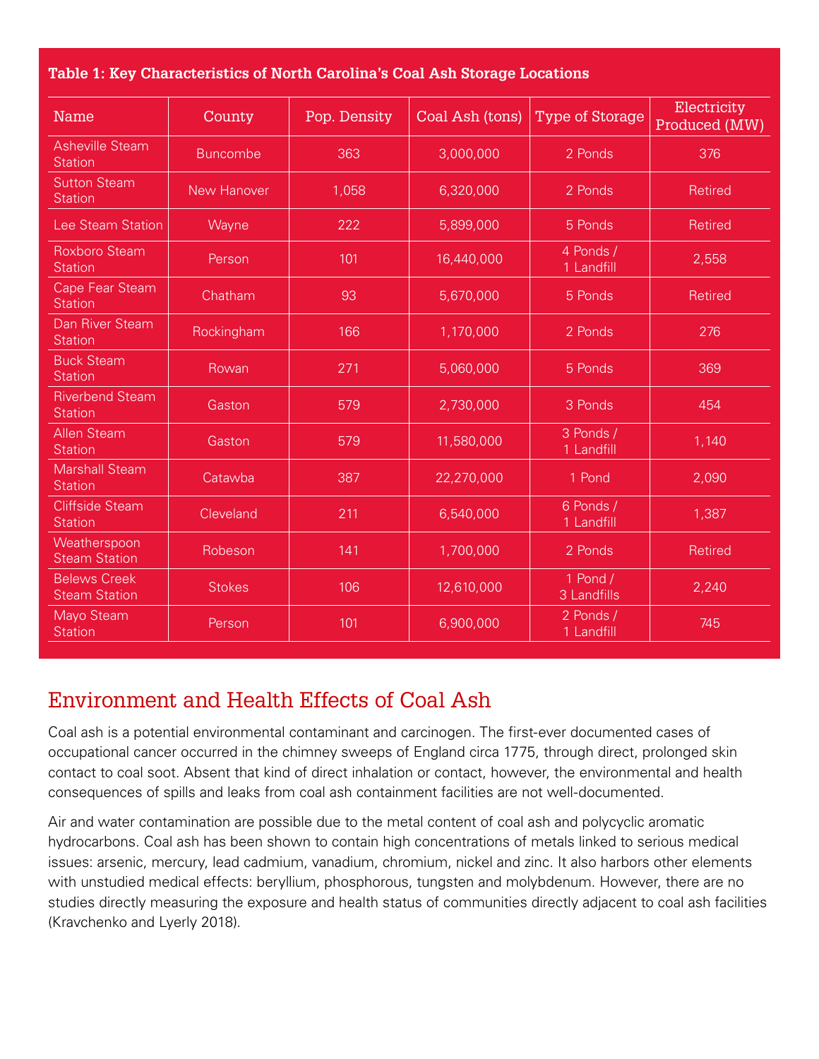**Table 1: Key Characteristics of North Carolina's Coal Ash Storage Locations**

| Name | County | Pop. Density | Coal Ash (tons) | Type of Storage | Electricity Produced (MW) |
|---|---|---|---|---|---|
| Asheville Steam Station | Buncombe | 363 | 3,000,000 | 2 Ponds | 376 |
| Sutton Steam Station | New Hanover | 1,058 | 6,320,000 | 2 Ponds | Retired |
| Lee Steam Station | Wayne | 222 | 5,899,000 | 5 Ponds | Retired |
| Roxboro Steam Station | Person | 101 | 16,440,000 | 4 Ponds / 1 Landfill | 2,558 |
| Cape Fear Steam Station | Chatham | 93 | 5,670,000 | 5 Ponds | Retired |
| Dan River Steam Station | Rockingham | 166 | 1,170,000 | 2 Ponds | 276 |
| Buck Steam Station | Rowan | 271 | 5,060,000 | 5 Ponds | 369 |
| Riverbend Steam Station | Gaston | 579 | 2,730,000 | 3 Ponds | 454 |
| Allen Steam Station | Gaston | 579 | 11,580,000 | 3 Ponds / 1 Landfill | 1,140 |
| Marshall Steam Station | Catawba | 387 | 22,270,000 | 1 Pond | 2,090 |
| Cliffside Steam Station | Cleveland | 211 | 6,540,000 | 6 Ponds / 1 Landfill | 1,387 |
| Weatherspoon Steam Station | Robeson | 141 | 1,700,000 | 2 Ponds | Retired |
| Belews Creek Steam Station | Stokes | 106 | 12,610,000 | 1 Pond / 3 Landfills | 2,240 |
| Mayo Steam Station | Person | 101 | 6,900,000 | 2 Ponds / 1 Landfill | 745 |

## Environment and Health Effects of Coal Ash

Coal ash is a potential environmental contaminant and carcinogen. The first-ever documented cases of occupational cancer occurred in the chimney sweeps of England circa 1775, through direct, prolonged skin contact to coal soot. Absent that kind of direct inhalation or contact, however, the environmental and health consequences of spills and leaks from coal ash containment facilities are not well-documented.

Air and water contamination are possible due to the metal content of coal ash and polycyclic aromatic hydrocarbons. Coal ash has been shown to contain high concentrations of metals linked to serious medical issues: arsenic, mercury, lead cadmium, vanadium, chromium, nickel and zinc. It also harbors other elements with unstudied medical effects: beryllium, phosphorous, tungsten and molybdenum. However, there are no studies directly measuring the exposure and health status of communities directly adjacent to coal ash facilities (Kravchenko and Lyerly 2018).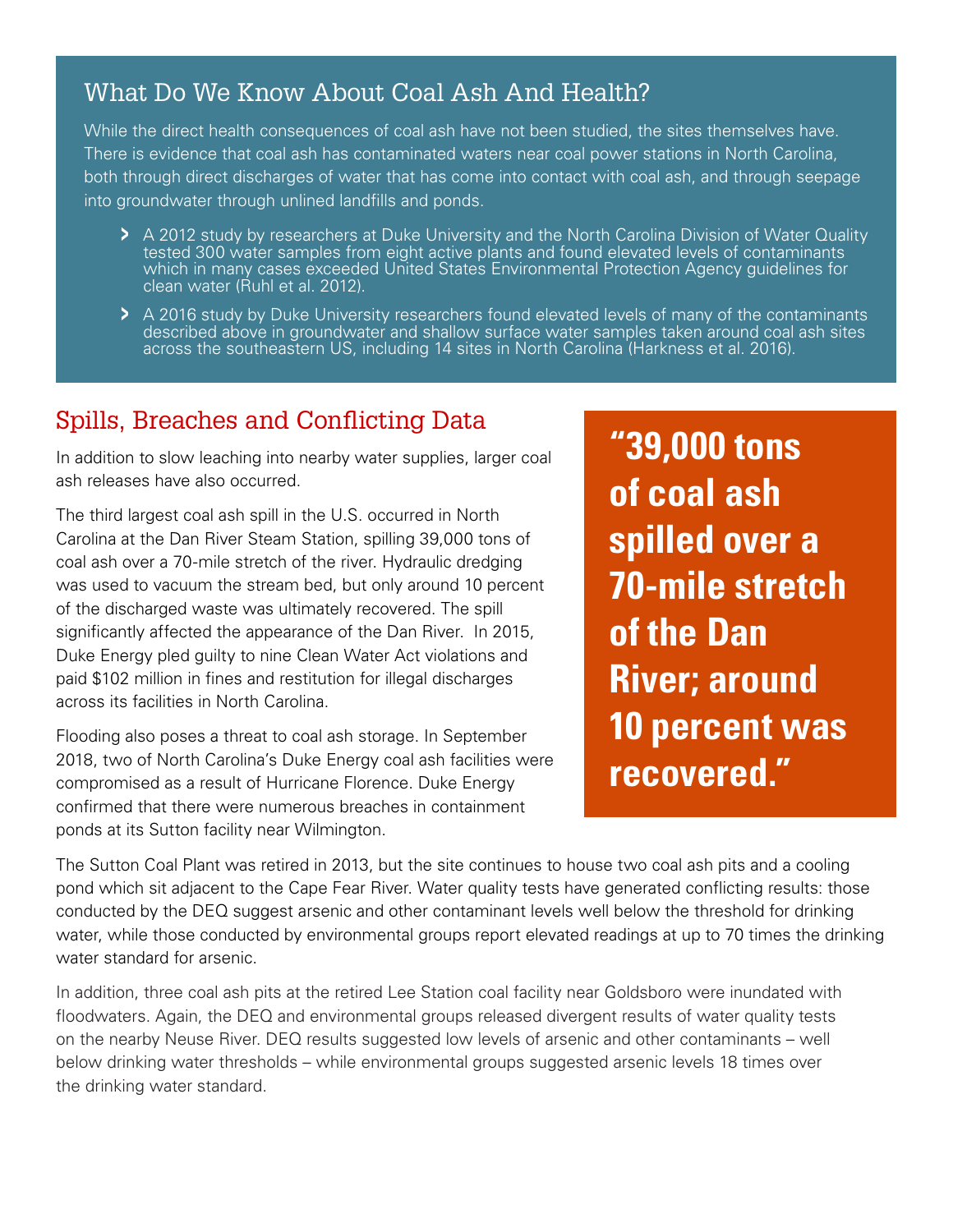## What Do We Know About Coal Ash And Health?

While the direct health consequences of coal ash have not been studied, the sites themselves have. There is evidence that coal ash has contaminated waters near coal power stations in North Carolina, both through direct discharges of water that has come into contact with coal ash, and through seepage into groundwater through unlined landfills and ponds.

- A 2012 study by researchers at Duke University and the North Carolina Division of Water Quality tested 300 water samples from eight active plants and found elevated levels of contaminants which in many cases exceeded United States Environmental Protection Agency guidelines for clean water (Ruhl et al. 2012).
- A 2016 study by Duke University researchers found elevated levels of many of the contaminants described above in groundwater and shallow surface water samples taken around coal ash sites across the southeastern US, including 14 sites in North Carolina (Harkness et al. 2016).

## Spills, Breaches and Conflicting Data

In addition to slow leaching into nearby water supplies, larger coal ash releases have also occurred.

The third largest coal ash spill in the U.S. occurred in North Carolina at the Dan River Steam Station, spilling 39,000 tons of coal ash over a 70-mile stretch of the river. Hydraulic dredging was used to vacuum the stream bed, but only around 10 percent of the discharged waste was ultimately recovered. The spill significantly affected the appearance of the Dan River. In 2015, Duke Energy pled guilty to nine Clean Water Act violations and paid $102 million in fines and restitution for illegal discharges across its facilities in North Carolina.

> **"39,000 tons of coal ash spilled over a 70-mile stretch of the Dan River; around 10 percent was recovered."**

Flooding also poses a threat to coal ash storage. In September 2018, two of North Carolina's Duke Energy coal ash facilities were compromised as a result of Hurricane Florence. Duke Energy confirmed that there were numerous breaches in containment ponds at its Sutton facility near Wilmington.

The Sutton Coal Plant was retired in 2013, but the site continues to house two coal ash pits and a cooling pond which sit adjacent to the Cape Fear River. Water quality tests have generated conflicting results: those conducted by the DEQ suggest arsenic and other contaminant levels well below the threshold for drinking water, while those conducted by environmental groups report elevated readings at up to 70 times the drinking water standard for arsenic.

In addition, three coal ash pits at the retired Lee Station coal facility near Goldsboro were inundated with floodwaters. Again, the DEQ and environmental groups released divergent results of water quality tests on the nearby Neuse River. DEQ results suggested low levels of arsenic and other contaminants – well below drinking water thresholds – while environmental groups suggested arsenic levels 18 times over the drinking water standard.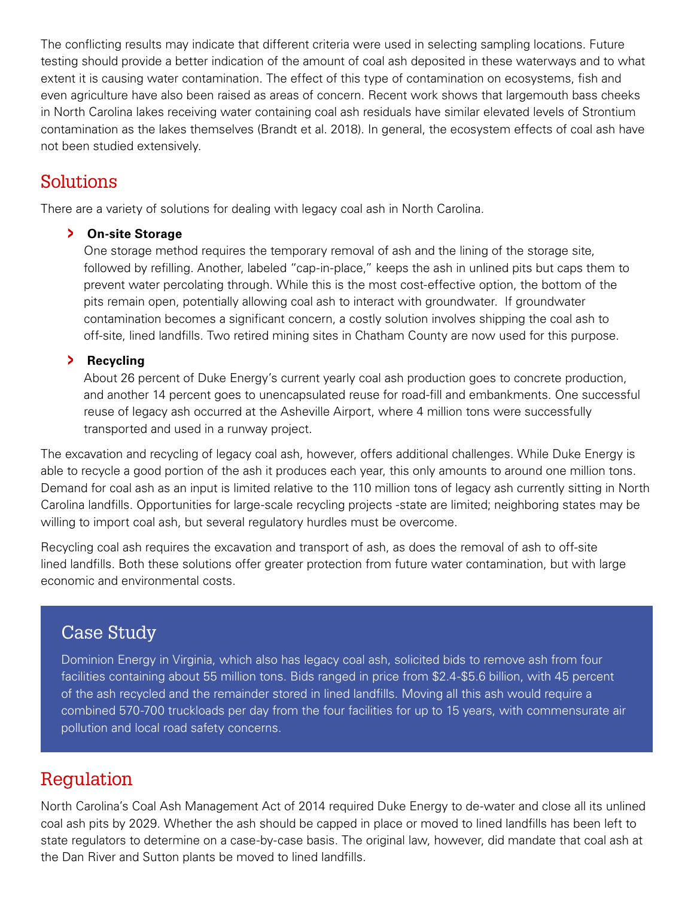The conflicting results may indicate that different criteria were used in selecting sampling locations. Future testing should provide a better indication of the amount of coal ash deposited in these waterways and to what extent it is causing water contamination. The effect of this type of contamination on ecosystems, fish and even agriculture have also been raised as areas of concern. Recent work shows that largemouth bass cheeks in North Carolina lakes receiving water containing coal ash residuals have similar elevated levels of Strontium contamination as the lakes themselves (Brandt et al. 2018). In general, the ecosystem effects of coal ash have not been studied extensively.

## Solutions

There are a variety of solutions for dealing with legacy coal ash in North Carolina.

- **On-site Storage**
  One storage method requires the temporary removal of ash and the lining of the storage site, followed by refilling. Another, labeled "cap-in-place," keeps the ash in unlined pits but caps them to prevent water percolating through. While this is the most cost-effective option, the bottom of the pits remain open, potentially allowing coal ash to interact with groundwater. If groundwater contamination becomes a significant concern, a costly solution involves shipping the coal ash to off-site, lined landfills. Two retired mining sites in Chatham County are now used for this purpose.

- **Recycling**
  About 26 percent of Duke Energy's current yearly coal ash production goes to concrete production, and another 14 percent goes to unencapsulated reuse for road-fill and embankments. One successful reuse of legacy ash occurred at the Asheville Airport, where 4 million tons were successfully transported and used in a runway project.

The excavation and recycling of legacy coal ash, however, offers additional challenges. While Duke Energy is able to recycle a good portion of the ash it produces each year, this only amounts to around one million tons. Demand for coal ash as an input is limited relative to the 110 million tons of legacy ash currently sitting in North Carolina landfills. Opportunities for large-scale recycling projects -state are limited; neighboring states may be willing to import coal ash, but several regulatory hurdles must be overcome.

Recycling coal ash requires the excavation and transport of ash, as does the removal of ash to off-site lined landfills. Both these solutions offer greater protection from future water contamination, but with large economic and environmental costs.

### Case Study

Dominion Energy in Virginia, which also has legacy coal ash, solicited bids to remove ash from four facilities containing about 55 million tons. Bids ranged in price from $2.4-$5.6 billion, with 45 percent of the ash recycled and the remainder stored in lined landfills. Moving all this ash would require a combined 570-700 truckloads per day from the four facilities for up to 15 years, with commensurate air pollution and local road safety concerns.

## Regulation

North Carolina's Coal Ash Management Act of 2014 required Duke Energy to de-water and close all its unlined coal ash pits by 2029. Whether the ash should be capped in place or moved to lined landfills has been left to state regulators to determine on a case-by-case basis. The original law, however, did mandate that coal ash at the Dan River and Sutton plants be moved to lined landfills.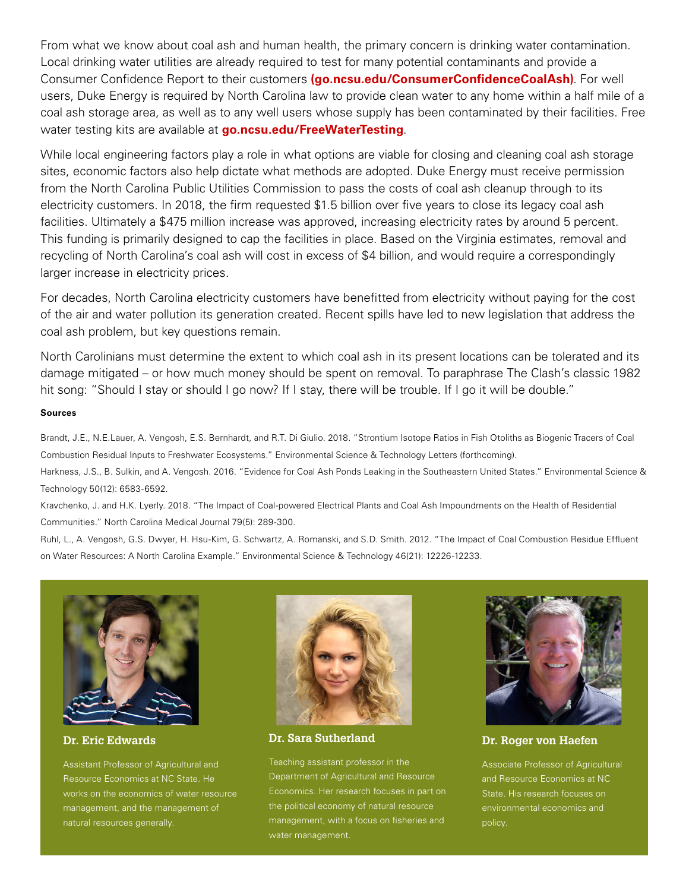From what we know about coal ash and human health, the primary concern is drinking water contamination. Local drinking water utilities are already required to test for many potential contaminants and provide a Consumer Confidence Report to their customers **(go.ncsu.edu/ConsumerConfidenceCoalAsh)**. For well users, Duke Energy is required by North Carolina law to provide clean water to any home within a half mile of a coal ash storage area, as well as to any well users whose supply has been contaminated by their facilities. Free water testing kits are available at **go.ncsu.edu/FreeWaterTesting**.

While local engineering factors play a role in what options are viable for closing and cleaning coal ash storage sites, economic factors also help dictate what methods are adopted. Duke Energy must receive permission from the North Carolina Public Utilities Commission to pass the costs of coal ash cleanup through to its electricity customers. In 2018, the firm requested $1.5 billion over five years to close its legacy coal ash facilities. Ultimately a $475 million increase was approved, increasing electricity rates by around 5 percent. This funding is primarily designed to cap the facilities in place. Based on the Virginia estimates, removal and recycling of North Carolina's coal ash will cost in excess of $4 billion, and would require a correspondingly larger increase in electricity prices.

For decades, North Carolina electricity customers have benefitted from electricity without paying for the cost of the air and water pollution its generation created. Recent spills have led to new legislation that address the coal ash problem, but key questions remain.

North Carolinians must determine the extent to which coal ash in its present locations can be tolerated and its damage mitigated – or how much money should be spent on removal. To paraphrase The Clash's classic 1982 hit song: "Should I stay or should I go now? If I stay, there will be trouble. If I go it will be double."

#### Sources

Brandt, J.E., N.E.Lauer, A. Vengosh, E.S. Bernhardt, and R.T. Di Giulio. 2018. "Strontium Isotope Ratios in Fish Otoliths as Biogenic Tracers of Coal Combustion Residual Inputs to Freshwater Ecosystems." Environmental Science & Technology Letters (forthcoming).

Harkness, J.S., B. Sulkin, and A. Vengosh. 2016. "Evidence for Coal Ash Ponds Leaking in the Southeastern United States." Environmental Science & Technology 50(12): 6583-6592.

Kravchenko, J. and H.K. Lyerly. 2018. "The Impact of Coal-powered Electrical Plants and Coal Ash Impoundments on the Health of Residential Communities." North Carolina Medical Journal 79(5): 289-300.

Ruhl, L., A. Vengosh, G.S. Dwyer, H. Hsu-Kim, G. Schwartz, A. Romanski, and S.D. Smith. 2012. "The Impact of Coal Combustion Residue Effluent on Water Resources: A North Carolina Example." Environmental Science & Technology 46(21): 12226-12233.

**Dr. Eric Edwards**

Assistant Professor of Agricultural and Resource Economics at NC State. He works on the economics of water resource management, and the management of natural resources generally.

**Dr. Sara Sutherland**

Teaching assistant professor in the Department of Agricultural and Resource Economics. Her research focuses in part on the political economy of natural resource management, with a focus on fisheries and water management.

**Dr. Roger von Haefen**

Associate Professor of Agricultural and Resource Economics at NC State. His research focuses on environmental economics and policy.